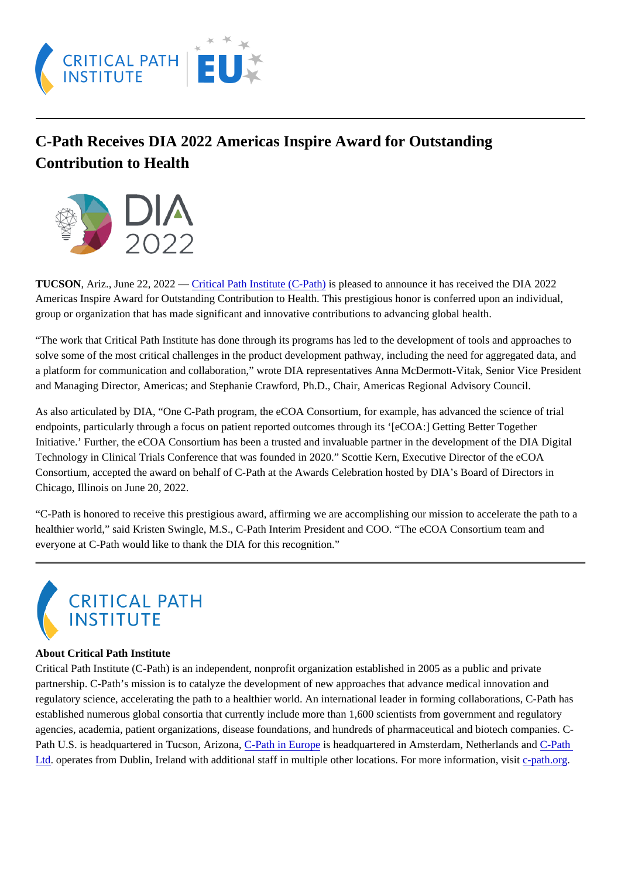# C-Path Receives DIA 2022 Americas Inspire Award for Outstanding Contribution to Health

**TUCSON**, Ariz., June 22, 2022 — Critical Path Institute (C-Path) is pleased to announce it has received the DIA 2022 Americas Inspire Award for Outstanding Contribution to Health. This prestigious honor is conferred upon an individual, group or organization that has made significant and innovative contributions to advancing global health.

"The work that Critical Path Institute has done through its programs has led to the development of tools and approaches to solve some of the most critical challenges in the product development pathway, including the need for aggregated data, and a platform for communication and collaboration," wrote DIA representatives Anna McDermott-Vitak, Senior Vice President and Managing Director, Americas; and Stephanie Crawford, Ph.D., Chair, Americas Regional Advisory Council.

As also articulated by DIA, "One C-Path program, the eCOA Consortium, for example, has advanced the science of trial endpoints, particularly through a focus on patient reported outcomes through its '[eCOA:] Getting Better Together Initiative.' Further, the eCOA Consortium has been a trusted and invaluable partner in the development of the DIA Digital Technology in Clinical Trials Conference that was founded in 2020." Scottie Kern, Executive Director of the eCOA Consortium, accepted the award on behalf of C-Path at the Awards Celebration hosted by DIA's Board of Directors in Chicago, Illinois on June 20, 2022.

"C-Path is honored to receive this prestigious award, affirming we are accomplishing our mission to accelerate the path to a healthier world," said Kristen Swingle, M.S., C-Path Interim President and COO. "The eCOA Consortium team and everyone at C-Path would like to thank the DIA for this recognition."

---

**About Critical Path Institute**

Critical Path Institute (C-Path) is an independent, nonprofit organization established in 2005 as a public and private partnership. C-Path's mission is to catalyze the development of new approaches that advance medical innovation and regulatory science, accelerating the path to a healthier world. An international leader in forming collaborations, C-Path has established numerous global consortia that currently include more than 1,600 scientists from government and regulatory agencies, academia, patient organizations, disease foundations, and hundreds of pharmaceutical and biotech companies. C-Path U.S. is headquartered in Tucson, Arizona, C-Path in Europe is headquartered in Amsterdam, Netherlands and C-Path Ltd. operates from Dublin, Ireland with additional staff in multiple other locations. For more information, visit c-path.org.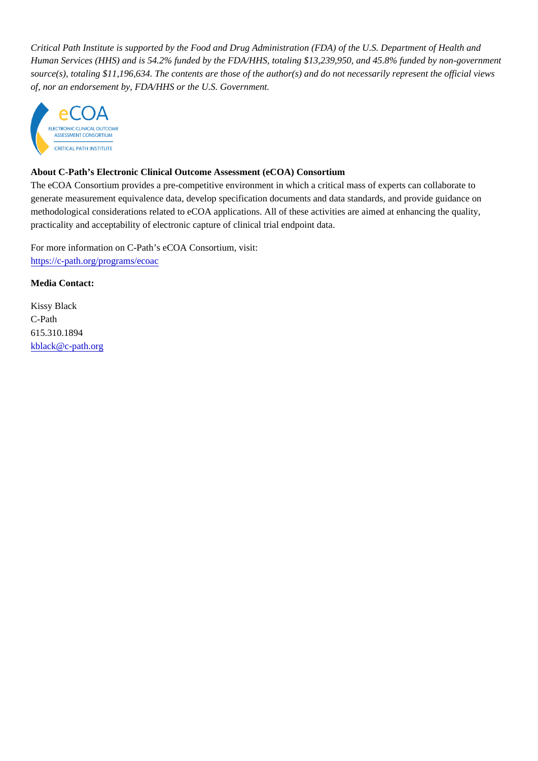*Critical Path Institute is supported by the Food and Drug Administration (FDA) of the U.S. Department of Health and Human Services (HHS) and is 54.2% funded by the FDA/HHS, totaling $13,239,950, and 45.8% funded by non-government source(s), totaling $11,196,634. The contents are those of the author(s) and do not necessarily represent the official views of, nor an endorsement by, FDA/HHS or the U.S. Government.*

eCOA
ELECTRONIC CLINICAL OUTCOME ASSESSMENT CONSORTIUM
CRITICAL PATH INSTITUTE

**About C-Path's Electronic Clinical Outcome Assessment (eCOA) Consortium**

The eCOA Consortium provides a pre-competitive environment in which a critical mass of experts can collaborate to generate measurement equivalence data, develop specification documents and data standards, and provide guidance on methodological considerations related to eCOA applications. All of these activities are aimed at enhancing the quality, practicality and acceptability of electronic capture of clinical trial endpoint data.

For more information on C-Path's eCOA Consortium, visit:
https://c-path.org/programs/ecoac

**Media Contact:**

Kissy Black
C-Path
615.310.1894
kblack@c-path.org